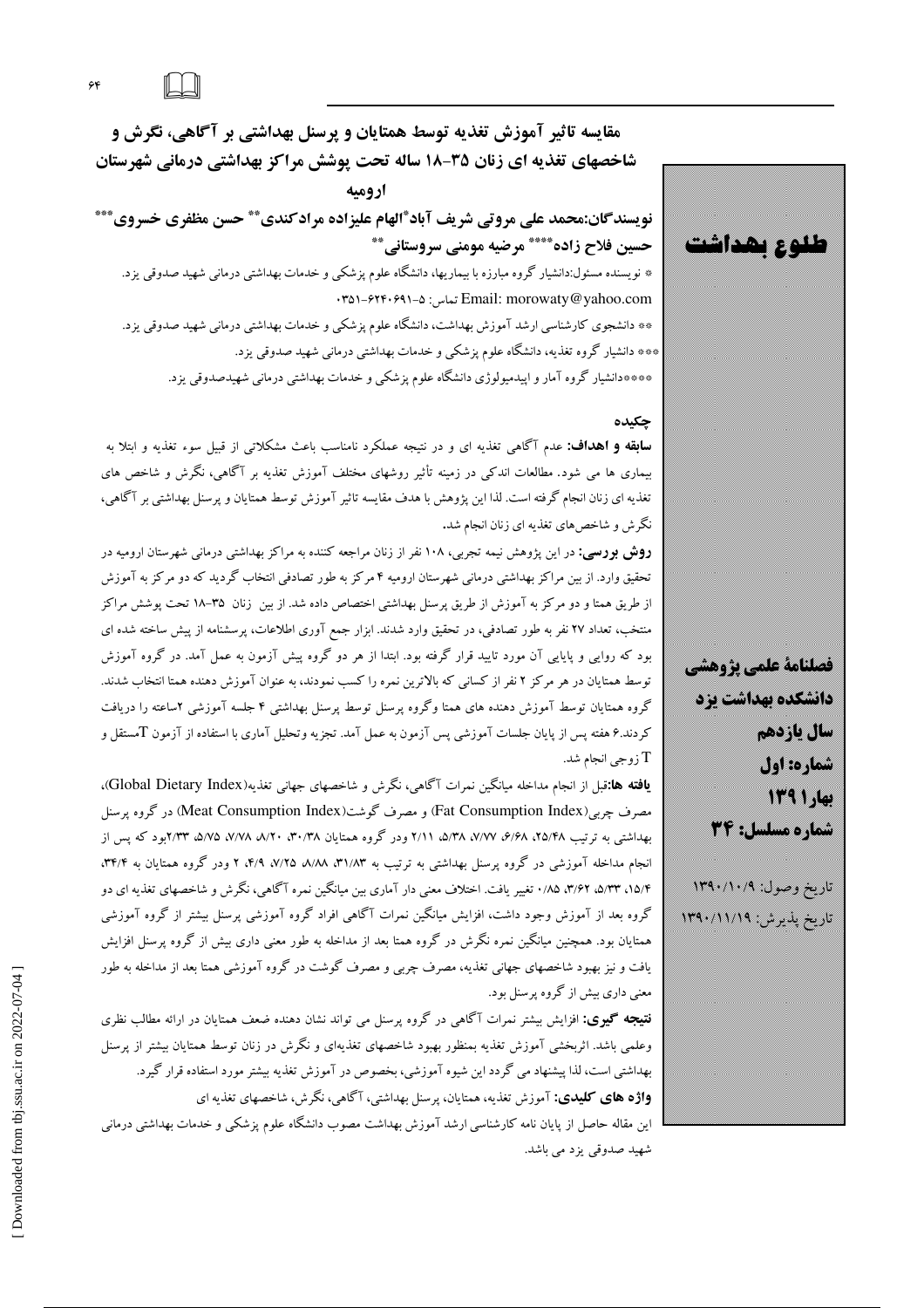# مقایسه تاثیر آموزش تغذیه توسط همتایان و پرسنل بهداشتی بر آگاهی، نگرش و شاخصهای تغذیه ای زنان ۳۵-۱۸ ساله تحت پوشش مراکز بهداشتی درمانی شهرستان ارومیه

**نویسندگان:محمد علی مروتی شریف آباد[*] الهام علیزاده مرادکندی[**] حسن مظفری خسروی[***] حسین فلاح زاده[****] مرضیه مومنی سروستانی[**]**

[*] نویسنده مسئول:دانشیار گروه مبارزه با بیماریها، دانشگاه علوم پزشکی و خدمات بهداشتی درمانی شهید صدوقی یزد.
Email: morowaty@yahoo.com تماس: ۵-۶۲۴۰۶۹۱-۰۳۵۱

[**] دانشجوی کارشناسی ارشد آموزش بهداشت، دانشگاه علوم پزشکی و خدمات بهداشتی درمانی شهید صدوقی یزد.

[***] دانشیار گروه تغذیه، دانشگاه علوم پزشکی و خدمات بهداشتی درمانی شهید صدوقی یزد.

[****]دانشیار گروه آمار و اپیدمیولوژی دانشگاه علوم پزشکی و خدمات بهداشتی درمانی شهیدصدوقی یزد.

طلوع بهداشت

فصلنامهٔ علمی پژوهشی
دانشکده بهداشت یزد
سال یازدهم
شماره: اول
بهار ۱۳۹۱
شماره مسلسل: ۳۴

تاریخ وصول: ۱۳۹۰/۱۰/۹
تاریخ پذیرش: ۱۳۹۰/۱۱/۱۹

## چکیده

**سابقه و اهداف:** عدم آگاهی تغذیه ای و در نتیجه عملکرد نامناسب باعث مشکلاتی از قبیل سوء تغذیه و ابتلا به بیماری ها می شود. مطالعات اندکی در زمینه تأثیر روشهای مختلف آموزش تغذیه بر آگاهی، نگرش و شاخص های تغذیه ای زنان انجام گرفته است. لذا این پژوهش با هدف مقایسه تاثیر آموزش توسط همتایان و پرسنل بهداشتی بر آگاهی، نگرش و شاخص‌های تغذیه ای زنان انجام شد.

**روش بررسی:** در این پژوهش نیمه تجربی، ۱۰۸ نفر از زنان مراجعه کننده به مراکز بهداشتی درمانی شهرستان ارومیه در تحقیق وارد. از بین مراکز بهداشتی درمانی شهرستان ارومیه ۴ مرکز به طور تصادفی انتخاب گردید که دو مرکز به آموزش از طریق همتا و دو مرکز به آموزش از طریق پرسنل بهداشتی اختصاص داده شد. از بین زنان ۳۵-۱۸ تحت پوشش مراکز منتخب، تعداد ۲۷ نفر به طور تصادفی، در تحقیق وارد شدند. ابزار جمع آوری اطلاعات، پرسشنامه از پیش ساخته شده ای بود که روایی و پایایی آن مورد تایید قرار گرفته بود. ابتدا از هر دو گروه پیش آزمون به عمل آمد. در گروه آموزش توسط همتایان در هر مرکز ۲ نفر از کسانی که بالاترین نمره را کسب نمودند، به عنوان آموزش دهنده همتا انتخاب شدند. گروه همتایان توسط آموزش دهنده های همتا وگروه پرسنل توسط پرسنل بهداشتی ۴ جلسه آموزشی ۲ساعته را دریافت کردند.۶ هفته پس از پایان جلسات آموزشی پس آزمون به عمل آمد. تجزیه وتحلیل آماری با استفاده از آزمون Tمستقل و T زوجی انجام شد.

**یافته ها:**قبل از انجام مداخله میانگین نمرات آگاهی، نگرش و شاخصهای جهانی تغذیه(Global Dietary Index)، مصرف چربی(Fat Consumption Index) و مصرف گوشت(Meat Consumption Index) در گروه پرسنل بهداشتی به ترتیب ۲۵/۴۸، ۶/۶۸، ۷/۷۷، ۵/۳۸، ۲/۱۱ ودر گروه همتایان ۳۰/۳۸، ۸/۲۰، ۷/۷۸، ۵/۷۵، ۲/۳۳بود که پس از انجام مداخله آموزشی در گروه پرسنل بهداشتی به ترتیب به ۳۱/۸۳، ۸/۸۸، ۷/۲۵، ۴/۹، ۲ ودر گروه همتایان به ۳۴/۴، ۱۵/۴، ۵/۳۳، ۳/۶۲، ۰/۸۵ تغییر یافت. اختلاف معنی دار آماری بین میانگین نمره آگاهی، نگرش و شاخصهای تغذیه ای دو گروه بعد از آموزش وجود داشت، افزایش میانگین نمرات آگاهی افراد گروه آموزشی پرسنل بیشتر از گروه آموزشی همتایان بود. همچنین میانگین نمره نگرش در گروه همتا بعد از مداخله به طور معنی داری بیش از گروه پرسنل افزایش یافت و نیز بهبود شاخصهای جهانی تغذیه، مصرف چربی و مصرف گوشت در گروه آموزشی همتا بعد از مداخله به طور معنی داری بیش از گروه پرسنل بود.

**نتیجه گیری:** افزایش بیشتر نمرات آگاهی در گروه پرسنل می تواند نشان دهنده ضعف همتایان در ارائه مطالب نظری وعلمی باشد. اثربخشی آموزش تغذیه بمنظور بهبود شاخصهای تغذیه‌ای و نگرش در زنان توسط همتایان بیشتر از پرسنل بهداشتی است، لذا پیشنهاد می گردد این شیوه آموزشی، بخصوص در آموزش تغذیه بیشتر مورد استفاده قرار گیرد.

**واژه های کلیدی:** آموزش تغذیه، همتایان، پرسنل بهداشتی، آگاهی، نگرش، شاخصهای تغذیه ای

این مقاله حاصل از پایان نامه کارشناسی ارشد آموزش بهداشت مصوب دانشگاه علوم پزشکی و خدمات بهداشتی درمانی شهید صدوقی یزد می باشد.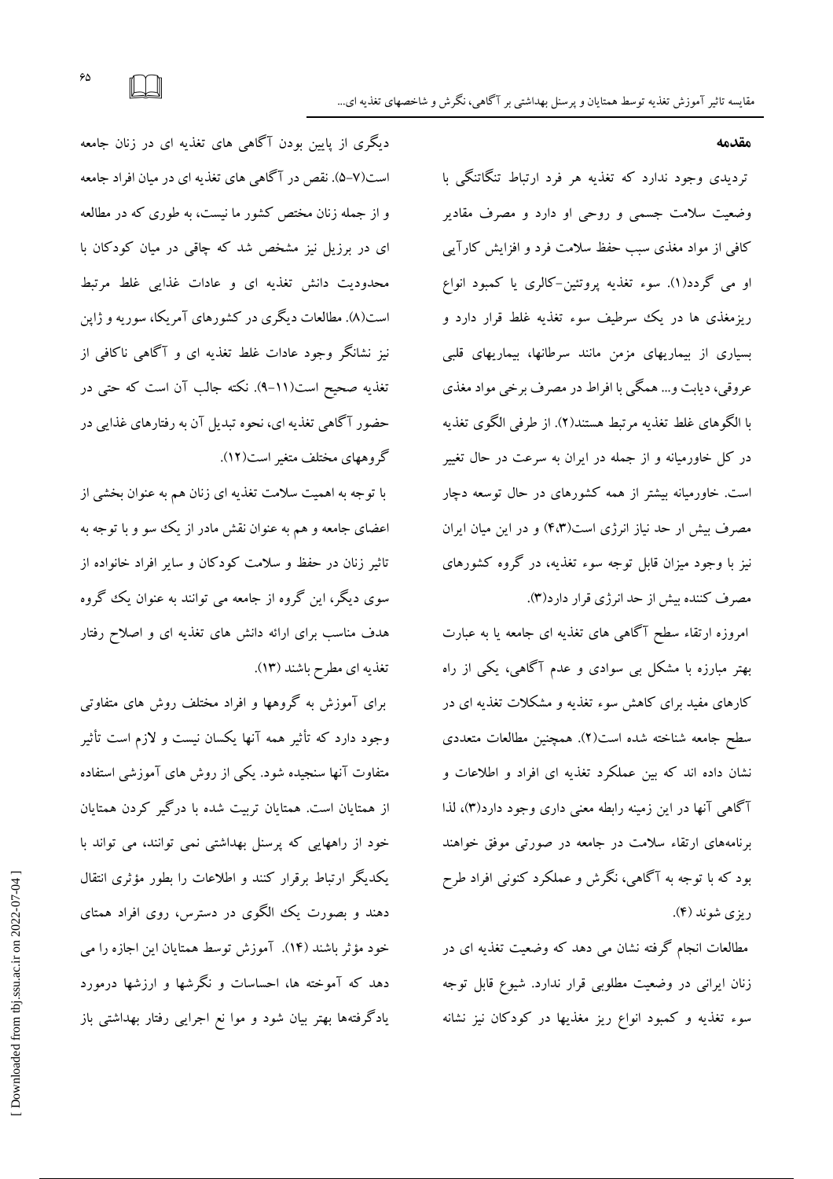## مقدمه

تردیدی وجود ندارد که تغذیه هر فرد ارتباط تنگاتنگی با وضعیت سلامت جسمی و روحی او دارد و مصرف مقادیر کافی از مواد مغذی سبب حفظ سلامت فرد و افزایش کارآیی او می گردد(۱). سوء تغذیه پروتئین-کالری یا کمبود انواع ریزمغذی ها در یک سرطیف سوء تغذیه غلط قرار دارد و بسیاری از بیماریهای مزمن مانند سرطانها، بیماریهای قلبی عروقی، دیابت و... همگی با افراط در مصرف برخی مواد مغذی با الگوهای غلط تغذیه مرتبط هستند(۲). از طرفی الگوی تغذیه در کل خاورمیانه و از جمله در ایران به سرعت در حال تغییر است. خاورمیانه بیشتر از همه کشورهای در حال توسعه دچار مصرف بیش از حد نیاز انرژی است(۴،۳) و در این میان ایران نیز با وجود میزان قابل توجه سوء تغذیه، در گروه کشورهای مصرف کننده بیش از حد انرژی قرار دارد(۳).

امروزه ارتقاء سطح آگاهی های تغذیه ای جامعه یا به عبارت بهتر مبارزه با مشکل بی سوادی و عدم آگاهی، یکی از راه کارهای مفید برای کاهش سوء تغذیه و مشکلات تغذیه ای در سطح جامعه شناخته شده است(۲). همچنین مطالعات متعددی نشان داده اند که بین عملکرد تغذیه ای افراد و اطلاعات و آگاهی آنها در این زمینه رابطه معنی داری وجود دارد(۳)، لذا برنامه‌های ارتقاء سلامت در جامعه در صورتی موفق خواهند بود که با توجه به آگاهی، نگرش و عملکرد کنونی افراد طرح ریزی شوند (۴).

مطالعات انجام گرفته نشان می دهد که وضعیت تغذیه ای در زنان ایرانی در وضعیت مطلوبی قرار ندارد. شیوع قابل توجه سوء تغذیه و کمبود انواع ریز مغذیها در کودکان نیز نشانه دیگری از پایین بودن آگاهی های تغذیه ای در زنان جامعه است(۷-۵). نقص در آگاهی های تغذیه ای در میان افراد جامعه و از جمله زنان مختص کشور ما نیست، به طوری که در مطالعه ای در برزیل نیز مشخص شد که چاقی در میان کودکان با محدودیت دانش تغذیه ای و عادات غذایی غلط مرتبط است(۸). مطالعات دیگری در کشورهای آمریکا، سوریه و ژاپن نیز نشانگر وجود عادات غلط تغذیه ای و آگاهی ناکافی از تغذیه صحیح است(۱۱-۹). نکته جالب آن است که حتی در حضور آگاهی تغذیه ای، نحوه تبدیل آن به رفتارهای غذایی در گروههای مختلف متغیر است(۱۲).

با توجه به اهمیت سلامت تغذیه ای زنان هم به عنوان بخشی از اعضای جامعه و هم به عنوان نقش مادر از یک سو و با توجه به تاثیر زنان در حفظ و سلامت کودکان و سایر افراد خانواده از سوی دیگر، این گروه از جامعه می توانند به عنوان یک گروه هدف مناسب برای ارائه دانش های تغذیه ای و اصلاح رفتار تغذیه ای مطرح باشند (۱۳).

برای آموزش به گروهها و افراد مختلف روش های متفاوتی وجود دارد که تأثیر همه آنها یکسان نیست و لازم است تأثیر متفاوت آنها سنجیده شود. یکی از روش های آموزشی استفاده از همتایان است. همتایان تربیت شده با درگیر کردن همتایان خود از راههایی که پرسنل بهداشتی نمی توانند، می تواند با یکدیگر ارتباط برقرار کنند و اطلاعات را بطور مؤثری انتقال دهند و بصورت یک الگوی در دسترس، روی افراد همتای خود مؤثر باشند (۱۴). آموزش توسط همتایان این اجازه را می دهد که آموخته ها، احساسات و نگرشها و ارزشها درمورد یادگرفته‌ها بهتر بیان شود و موا نع اجرایی رفتار بهداشتی باز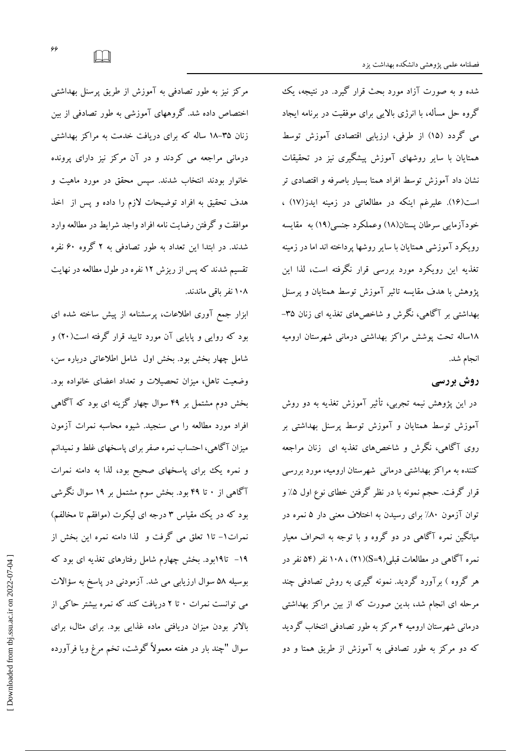شده و به صورت آزاد مورد بحث قرار گیرد. در نتیجه، یک گروه حل مسأله، با انرژی بالایی برای موفقیت در برنامه ایجاد می گردد (۱۵) از طرفی، ارزیابی اقتصادی آموزش توسط همتایان با سایر روشهای آموزش پیشگیری نیز در تحقیقات نشان داد آموزش توسط افراد همتا بسیار باصرفه و اقتصادی تر است(۱۶). علیرغم اینکه در مطالعاتی در زمینه ایدز(۱۷) ، خودآزمایی سرطان پستان(۱۸) وعملکرد جنسی(۱۹) به مقایسه رویکرد آموزشی همتایان با سایر روشها پرداخته اند اما در زمینه تغذیه این رویکرد مورد بررسی قرار نگرفته است، لذا این پژوهش با هدف مقایسه تاثیر آموزش توسط همتایان و پرسنل بهداشتی بر آگاهی، نگرش و شاخص‌های تغذیه ای زنان ۳۵-۱۸ساله تحت پوشش مراکز بهداشتی درمانی شهرستان ارومیه انجام شد.

## روش بررسی

در این پژوهش نیمه تجربی، تأثیر آموزش تغذیه به دو روش آموزش توسط همتایان و آموزش توسط پرسنل بهداشتی بر روی آگاهی، نگرش و شاخص‌های تغذیه ای زنان مراجعه کننده به مراکز بهداشتی درمانی شهرستان ارومیه، مورد بررسی قرار گرفت. حجم نمونه با در نظر گرفتن خطای نوع اول ۵٪ و توان آزمون ۸۰٪ برای رسیدن به اختلاف معنی دار ۵ نمره در میانگین نمره آگاهی در دو گروه و با توجه به انحراف معیار نمره آگاهی در مطالعات قبلی($S=9$)(۲۱) ، ۱۰۸ نفر (۵۴ نفر در هر گروه ) برآورد گردید. نمونه گیری به روش تصادفی چند مرحله ای انجام شد، بدین صورت که از بین مراکز بهداشتی درمانی شهرستان ارومیه ۴ مرکز به طور تصادفی انتخاب گردید که دو مرکز به طور تصادفی به آموزش از طریق همتا و دو مرکز نیز به طور تصادفی به آموزش از طریق پرسنل بهداشتی اختصاص داده شد. گروههای آموزشی به طور تصادفی از بین زنان ۳۵-۱۸ ساله که برای دریافت خدمت به مراکز بهداشتی درمانی مراجعه می کردند و در آن مرکز نیز دارای پرونده خانوار بودند انتخاب شدند. سپس محقق در مورد ماهیت و هدف تحقیق به افراد توضیحات لازم را داده و پس از اخذ موافقت و گرفتن رضایت نامه افراد واجد شرایط در مطالعه وارد شدند. در ابتدا این تعداد به طور تصادفی به ۲ گروه ۶۰ نفره تقسیم شدند که پس از ریزش ۱۲ نفره در طول مطالعه در نهایت ۱۰۸ نفر باقی ماندند.

ابزار جمع آوری اطلاعات، پرسشنامه از پیش ساخته شده ای بود که روایی و پایایی آن مورد تایید قرار گرفته است(۲۰) و شامل چهار بخش بود. بخش اول شامل اطلاعاتی درباره سن، وضعیت تاهل، میزان تحصیلات و تعداد اعضای خانواده بود. بخش دوم مشتمل بر ۴۹ سوال چهار گزینه ای بود که آگاهی افراد مورد مطالعه را می سنجید. شیوه محاسبه نمرات آزمون میزان آگاهی، احتساب نمره صفر برای پاسخهای غلط و نمیدانم و نمره یک برای پاسخهای صحیح بود، لذا به دامنه نمرات آگاهی از ۰ تا ۴۹ بود. بخش سوم مشتمل بر ۱۹ سوال نگرشی بود که در یک مقیاس ۳ درجه ای لیکرت (موافقم تا مخالفم) نمرات۱- تا۱ تعلق می گرفت و لذا دامنه نمره این بخش از ۱۹- تا۱۹بود. بخش چهارم شامل رفتارهای تغذیه ای بود که بوسیله ۵۸ سوال ارزیابی می شد. آزمودنی در پاسخ به سؤالات می توانست نمرات ۰ تا ۲ دریافت کند که نمره بیشتر حاکی از بالاتر بودن میزان دریافتی ماده غذایی بود. برای مثال، برای سوال "چند بار در هفته معمولاً گوشت، تخم مرغ ویا فرآورده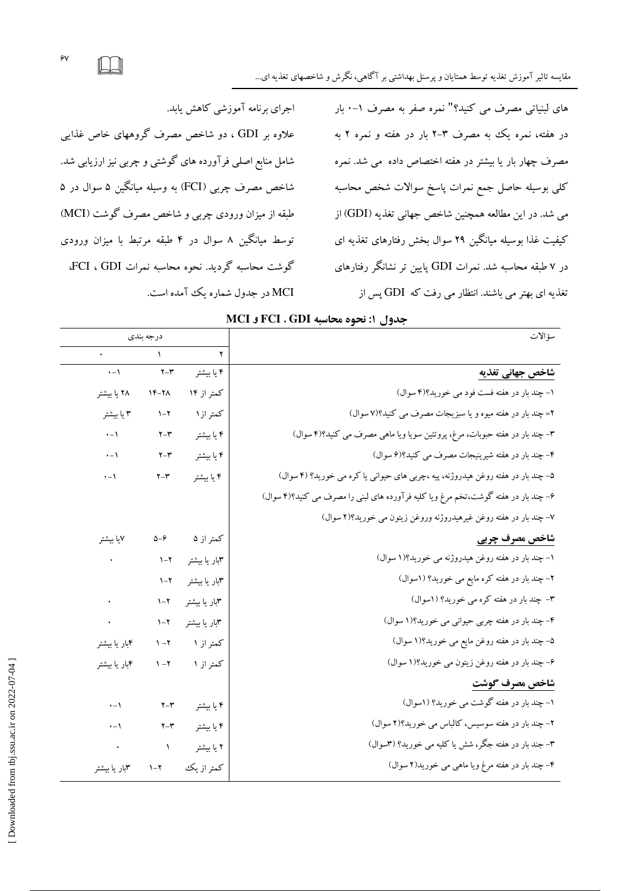های لبنیاتی مصرف می کنید؟" نمره صفر به مصرف ۱-۰ بار در هفته، نمره یک به مصرف ۳-۲ بار در هفته و نمره ۲ به مصرف چهار بار یا بیشتر در هفته اختصاص داده می شد. نمره کلی بوسیله حاصل جمع نمرات پاسخ سوالات شخص محاسبه می شد. در این مطالعه همچنین شاخص جهانی تغذیه (GDI) از کیفیت غذا بوسیله میانگین ۲۹ سوال بخش رفتارهای تغذیه ای در ۷ طبقه محاسبه شد. نمرات GDI پایین تر نشانگر رفتارهای تغذیه ای بهتر می باشند. انتظار می رفت که GDI پس از اجرای برنامه آموزشی کاهش یابد.

علاوه بر GDI ، دو شاخص مصرف گروههای خاص غذایی شامل منابع اصلی فرآورده های گوشتی و چربی نیز ارزیابی شد. شاخص مصرف چربی (FCI) به وسیله میانگین ۵ سوال در ۵ طبقه از میزان ورودی چربی و شاخص مصرف گوشت (MCI) توسط میانگین ۸ سوال در ۴ طبقه مرتبط با میزان ورودی گوشت محاسبه گردید. نحوه محاسبه نمرات GDI ، FCI، MCI در جدول شماره یک آمده است.

**جدول ۱: نحوه محاسبه GDI ، FCI و MCI**

| سؤالات | درجه بندی | | |
|---|---|---|---|
| | ۲ | ۱ | ۰ |
| **شاخص جهانی تغذیه** | ۴ یا بیشتر | ۳-۲ | ۱-۰ |
| ۱- چند بار در هفته فست فود می خورید؟(۴ سوال) | کمتر از ۱۴ | ۲۸-۱۴ | ۲۸ یا بیشتر |
| ۲= چند بار در هفته میوه و یا سبزیجات مصرف می کنید؟(۷ سوال) | کمتر از۱ | ۲-۱ | ۳ یا بیشتر |
| ۳- چند بار در هفته حبوبات، مرغ، پروتئین سویا ویا ماهی مصرف می کنید؟(۴ سوال) | ۴ یا بیشتر | ۳-۲ | ۱-۰ |
| ۴- چند بار در هفته شیرینیجات مصرف می کنید؟(۶ سوال) | ۴ یا بیشتر | ۳-۲ | ۱-۰ |
| ۵- چند بار در هفته روغن هیدروژنه، پیه ،چربی های حیوانی یا کره می خورید؟ (۴ سوال) | ۴ یا بیشتر | ۳-۲ | ۱-۰ |
| ۶- چند بار در هفته گوشت،تخم مرغ ویا کلیه فرآورده های لبنی را مصرف می کنید؟(۴ سوال) | | | |
| ۷- چند بار در هفته روغن غیرهیدروژنه وروغن زیتون می خورید؟(۲ سوال) | | | |
| **شاخص مصرف چربی** | کمتر از ۵ | ۶-۵ | ۷یا بیشتر |
| ۱- چند بار در هفته روغن هیدروژنه می خورید؟(۱ سوال) | ۳بار یا بیشتر | ۲-۱ | ۰ |
| ۲- چند بار در هفته کره مایع می خورید؟ (۱سوال) | ۳بار یا بیشتر | ۲-۱ | |
| ۳- چند بار در هفته کره می خورید؟ (۱سوال) | ۳بار یا بیشتر | ۲-۱ | ۰ |
| ۴- چند بار در هفته چربی حیوانی می خورید؟(۱ سوال) | ۳بار یا بیشتر | ۲-۱ | ۰ |
| ۵- چند بار در هفته روغن مایع می خورید؟(۱ سوال) | کمتر از ۱ | ۲-۱ | ۴بار یا بیشتر |
| ۶- چند بار در هفته روغن زیتون می خورید؟(۱ سوال) | کمتر از ۱ | ۲-۱ | ۴بار یا بیشتر |
| **شاخص مصرف گوشت** | | | |
| ۱- چند بار در هفته گوشت می خورید؟ (۱سوال) | ۴ یا بیشتر | ۳-۲ | ۱-۰ |
| ۲- چند بار در هفته سوسیس، کالباس می خورید؟(۲ سوال) | ۴ یا بیشتر | ۳-۲ | ۱-۰ |
| ۳- چند بار در هفته جگر، شش یا کلیه می خورید؟ (۳سوال) | ۲ یا بیشتر | ۱ | ۰ |
| ۴- چند بار در هفته مرغ ویا ماهی می خورید(۲ سوال) | کمتر از یک | ۲-۱ | ۳بار یا بیشتر |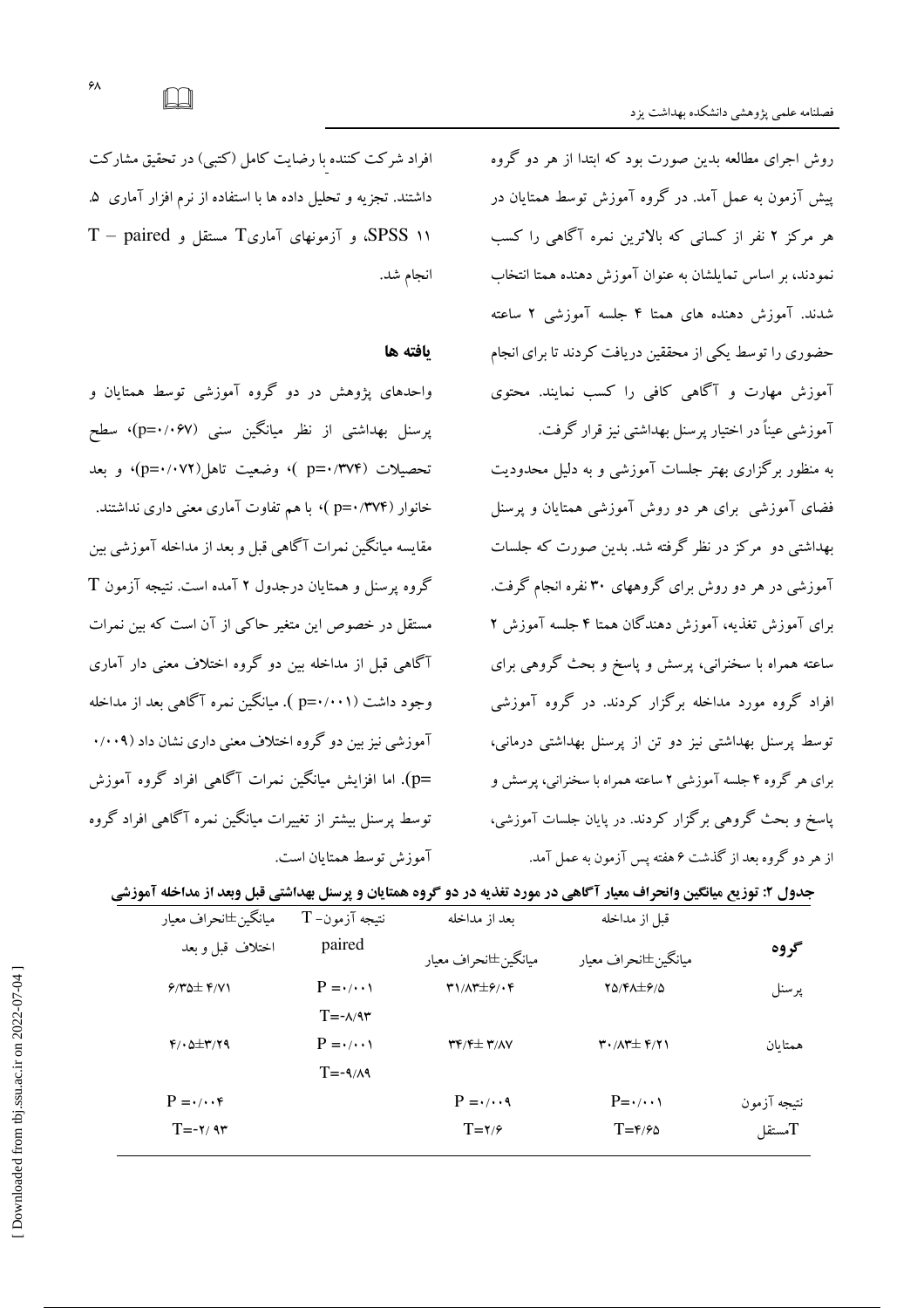روش اجرای مطالعه بدین صورت بود که ابتدا از هر دو گروه پیش آزمون به عمل آمد. در گروه آموزش توسط همتایان در هر مرکز ۲ نفر از کسانی که بالاترین نمره آگاهی را کسب نمودند، بر اساس تمایلشان به عنوان آموزش دهنده همتا انتخاب شدند. آموزش دهنده های همتا ۴ جلسه آموزشی ۲ ساعته حضوری را توسط یکی از محققین دریافت کردند تا برای انجام آموزش مهارت و آگاهی کافی را کسب نمایند. محتوی آموزشی عیناً در اختیار پرسنل بهداشتی نیز قرار گرفت.

به منظور برگزاری بهتر جلسات آموزشی و به دلیل محدودیت فضای آموزشی برای هر دو روش آموزشی همتایان و پرسنل بهداشتی دو مرکز در نظر گرفته شد. بدین صورت که جلسات آموزشی در هر دو روش برای گروههای ۳۰ نفره انجام گرفت. برای آموزش تغذیه، آموزش دهندگان همتا ۴ جلسه آموزش ۲ ساعته همراه با سخنرانی، پرسش و پاسخ و بحث گروهی برای افراد گروه مورد مداخله برگزار کردند. در گروه آموزشی توسط پرسنل بهداشتی نیز دو تن از پرسنل بهداشتی درمانی، برای هر گروه ۴ جلسه آموزشی ۲ ساعته همراه با سخنرانی، پرسش و پاسخ و بحث گروهی برگزار کردند. در پایان جلسات آموزشی، از هر دو گروه بعد از گذشت ۶ هفته پس آزمون به عمل آمد.

افراد شرکت کننده با رضایت کامل (کتبی) در تحقیق مشارکت داشتند. تجزیه و تحلیل داده ها با استفاده از نرم افزار آماری ۵. ۱۱ SPSS، و آزمونهای آماریT مستقل و T – paired انجام شد.

## یافته ها

واحدهای پژوهش در دو گروه آموزشی توسط همتایان و پرسنل بهداشتی از نظر میانگین سنی (p=۰/۰۶۷)، سطح تحصیلات (p=۰/۳۷۴ )، وضعیت تاهل(p=۰/۰۷۲)، و بعد خانوار (p=۰/۳۷۴ )، با هم تفاوت آماری معنی داری نداشتند. مقایسه میانگین نمرات آگاهی قبل و بعد از مداخله آموزشی بین گروه پرسنل و همتایان درجدول ۲ آمده است. نتیجه آزمون T مستقل در خصوص این متغیر حاکی از آن است که بین نمرات آگاهی قبل از مداخله بین دو گروه اختلاف معنی دار آماری وجود داشت (p=۰/۰۰۱ ). میانگین نمره آگاهی بعد از مداخله آموزشی نیز بین دو گروه اختلاف معنی داری نشان داد (۰/۰۰۹ =p). اما افزایش میانگین نمرات آگاهی افراد گروه آموزش توسط پرسنل بیشتر از تغییرات میانگین نمره آگاهی افراد گروه آموزش توسط همتایان است.

**جدول ۲: توزیع میانگین وانحراف معیار آگاهی در مورد تغذیه در دو گروه همتایان و پرسنل بهداشتی قبل وبعد از مداخله آموزشی**

| گروه | قبل از مداخله میانگین±انحراف معیار | بعد از مداخله میانگین±انحراف معیار | نتیجه آزمون- T paired | میانگین±انحراف معیار اختلاف قبل و بعد |
|---|---|---|---|---|
| پرسنل | ۲۵/۴۸±۶/۵ | ۳۱/۸۳±۶/۰۴ | P =۰/۰۰۱<br>T=-۸/۹۳ | ۶/۳۵± ۴/۷۱ |
| همتایان | ۳۰/۸۳± ۴/۲۱ | ۳۴/۴± ۳/۸۷ | P =۰/۰۰۱<br>T=-۹/۸۹ | ۴/۰۵±۳/۲۹ |
| نتیجه آزمون Tمستقل | P=۰/۰۰۱<br>T=۴/۶۵ | P =۰/۰۰۹<br>T=۲/۶ | | P =۰/۰۰۴<br>T=-۲/ ۹۳ |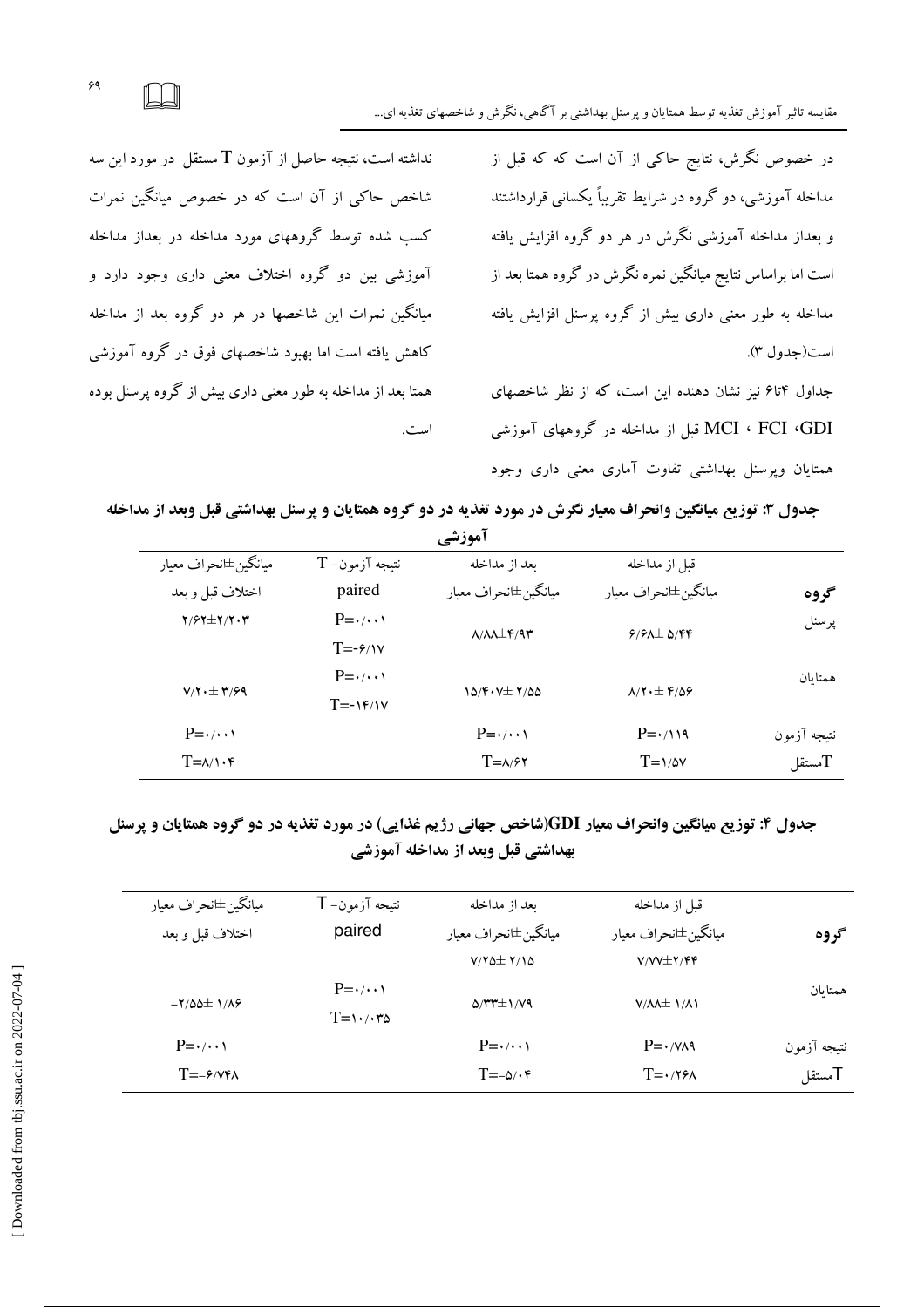در خصوص نگرش، نتایج حاکی از آن است که که قبل از مداخله آموزشی، دو گروه در شرایط تقریباً یکسانی قرارداشتند و بعداز مداخله آموزشی نگرش در هر دو گروه افزایش یافته است اما براساس نتایج میانگین نمره نگرش در گروه همتا بعد از مداخله به طور معنی داری بیش از گروه پرسنل افزایش یافته است(جدول ۳).

جداول ۴تا۶ نیز نشان دهنده این است، که از نظر شاخصهای GDI، FCI ، MCI قبل از مداخله در گروههای آموزشی همتایان وپرسنل بهداشتی تفاوت آماری معنی داری وجود نداشته است، نتیجه حاصل از آزمون T مستقل در مورد این سه شاخص حاکی از آن است که در خصوص میانگین نمرات کسب شده توسط گروههای مورد مداخله در بعداز مداخله آموزشی بین دو گروه اختلاف معنی داری وجود دارد و میانگین نمرات این شاخصها در هر دو گروه بعد از مداخله کاهش یافته است اما بهبود شاخصهای فوق در گروه آموزشی همتا بعد از مداخله به طور معنی داری بیش از گروه پرسنل بوده است.

**جدول ۳: توزیع میانگین وانحراف معیار نگرش در مورد تغذیه در دو گروه همتایان و پرسنل بهداشتی قبل وبعد از مداخله آموزشی**

| گروه | قبل از مداخله میانگین±انحراف معیار | بعد از مداخله میانگین±انحراف معیار | نتیجه آزمون- T paired | میانگین±انحراف معیار اختلاف قبل و بعد |
|---|---|---|---|---|
| پرسنل | ۶/۶۸± ۵/۴۴ | ۸/۸۸±۴/۹۳ | P=۰/۰۰۱ T=-۶/۱۷ | ۲/۶۲±۲/۲۰۳ |
| همتایان | ۸/۲۰± ۴/۵۶ | ۱۵/۴۰۷± ۲/۵۵ | P=۰/۰۰۱ T=-۱۴/۱۷ | ۷/۲۰± ۳/۶۹ |
| نتیجه آزمون Tمستقل | P=۰/۱۱۹ T=۱/۵۷ | P=۰/۰۰۱ T=۸/۶۲ | | P=۰/۰۰۱ T=۸/۱۰۴ |

**جدول ۴: توزیع میانگین وانحراف معیار GDI(شاخص جهانی رژیم غذایی) در مورد تغذیه در دو گروه همتایان و پرسنل بهداشتی قبل وبعد از مداخله آموزشی**

| گروه | قبل از مداخله میانگین±انحراف معیار | بعد از مداخله میانگین±انحراف معیار | نتیجه آزمون- T paired | میانگین±انحراف معیار اختلاف قبل و بعد |
|---|---|---|---|---|
| | ۷/۷۷±۲/۴۴ | ۷/۲۵± ۲/۱۵ | | |
| همتایان | ۷/۸۸± ۱/۸۱ | ۵/۳۳±۱/۷۹ | P=۰/۰۰۱ T=۱۰/۰۳۵ | -۲/۵۵± ۱/۸۶ |
| نتیجه آزمون Tمستقل | P=۰/۷۸۹ T=۰/۲۶۸ | P=۰/۰۰۱ T=-۵/۰۴ | | P=۰/۰۰۱ T=-۶/۷۴۸ |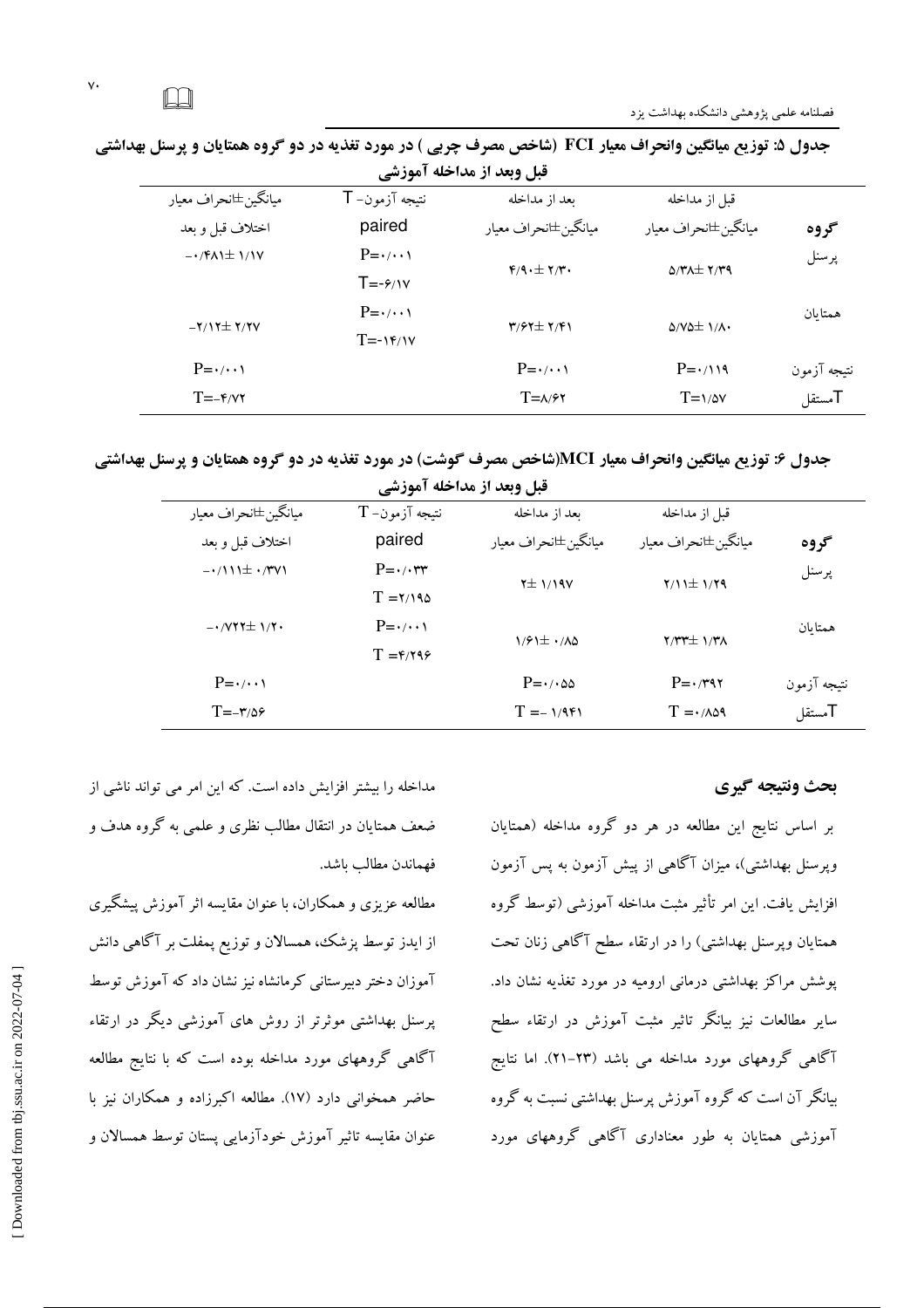جدول ۵: توزیع میانگین وانحراف معیار FCI (شاخص مصرف چربی ) در مورد تغذیه در دو گروه همتایان و پرسنل بهداشتی قبل وبعد از مداخله آموزشی

| گروه | قبل از مداخله میانگین±انحراف معیار | بعد از مداخله میانگین±انحراف معیار | نتیجه آزمون- T paired | میانگین±انحراف معیار اختلاف قبل و بعد |
|---|---|---|---|---|
| پرسنل | ۵/۳۸± ۲/۳۹ | ۴/۹۰± ۲/۳۰ | P=۰/۰۰۱ T=-۶/۱۷ | -۰/۴۸۱± ۱/۱۷ |
| همتایان | ۵/۷۵± ۱/۸۰ | ۳/۶۲± ۲/۴۱ | P=۰/۰۰۱ T=-۱۴/۱۷ | -۲/۱۲± ۲/۲۷ |
| نتیجه آزمون Tمستقل | P=۰/۱۱۹ T=۱/۵۷ | P=۰/۰۰۱ T=۸/۶۲ | | P=۰/۰۰۱ T=-۴/۷۲ |

جدول ۶: توزیع میانگین وانحراف معیار MCI(شاخص مصرف گوشت) در مورد تغذیه در دو گروه همتایان و پرسنل بهداشتی قبل وبعد از مداخله آموزشی

| گروه | قبل از مداخله میانگین±انحراف معیار | بعد از مداخله میانگین±انحراف معیار | نتیجه آزمون- T paired | میانگین±انحراف معیار اختلاف قبل و بعد |
|---|---|---|---|---|
| پرسنل | ۲/۱۱± ۱/۲۹ | ۲± ۱/۱۹۷ | P=۰/۰۳۳ T =۲/۱۹۵ | -۰/۱۱۱± ۰/۳۷۱ |
| همتایان | ۲/۳۳± ۱/۳۸ | ۱/۶۱± ۰/۸۵ | P=۰/۰۰۱ T =۴/۲۹۶ | -۰/۷۲۲± ۱/۲۰ |
| نتیجه آزمون Tمستقل | P=۰/۳۹۲ T =۰/۸۵۹ | P=۰/۰۵۵ T =- ۱/۹۴۱ | | P=۰/۰۰۱ T=-۳/۵۶ |

## بحث ونتیجه گیری

بر اساس نتایج این مطالعه در هر دو گروه مداخله (همتایان وپرسنل بهداشتی)، میزان آگاهی از پیش آزمون به پس آزمون افزایش یافت. این امر تأثیر مثبت مداخله آموزشی (توسط گروه همتایان وپرسنل بهداشتی) را در ارتقاء سطح آگاهی زنان تحت پوشش مراکز بهداشتی درمانی ارومیه در مورد تغذیه نشان داد. سایر مطالعات نیز بیانگر تاثیر مثبت آموزش در ارتقاء سطح آگاهی گروههای مورد مداخله می باشد (۲۳-۲۱). اما نتایج بیانگر آن است که گروه آموزش پرسنل بهداشتی نسبت به گروه آموزشی همتایان به طور معناداری آگاهی گروههای مورد مداخله را بیشتر افزایش داده است. که این امر می تواند ناشی از ضعف همتایان در انتقال مطالب نظری و علمی به گروه هدف و فهماندن مطالب باشد.

مطالعه عزیزی و همکاران، با عنوان مقایسه اثر آموزش پیشگیری از ایدز توسط پزشک، همسالان و توزیع پمفلت بر آگاهی دانش آموزان دختر دبیرستانی کرمانشاه نیز نشان داد که آموزش توسط پرسنل بهداشتی موثرتر از روش های آموزشی دیگر در ارتقاء آگاهی گروههای مورد مداخله بوده است که با نتایج مطالعه حاضر همخوانی دارد (۱۷). مطالعه اکبرزاده و همکاران نیز با عنوان مقایسه تاثیر آموزش خودآزمایی پستان توسط همسالان و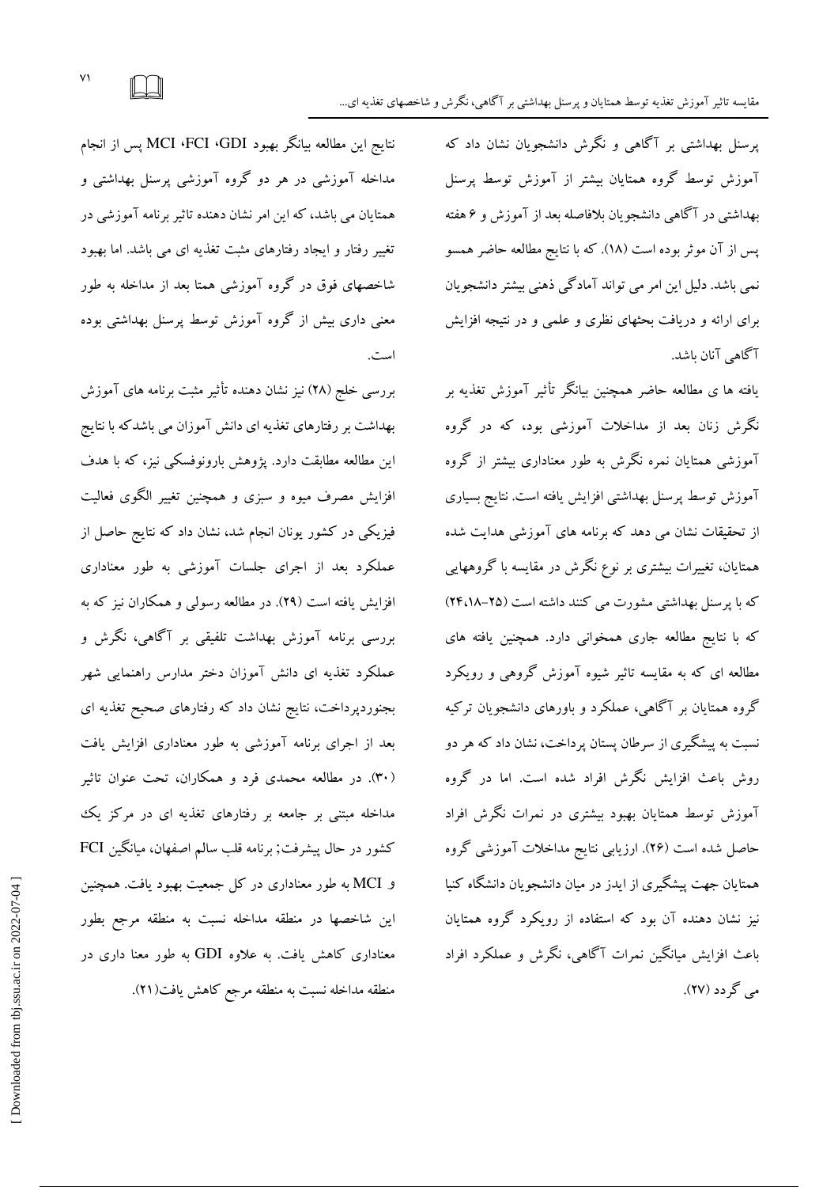پرسنل بهداشتی بر آگاهی و نگرش دانشجویان نشان داد که آموزش توسط گروه همتایان بیشتر از آموزش توسط پرسنل بهداشتی در آگاهی دانشجویان بلافاصله بعد از آموزش و ۶ هفته پس از آن موثر بوده است (۱۸). که با نتایج مطالعه حاضر همسو نمی باشد. دلیل این امر می تواند آمادگی ذهنی بیشتر دانشجویان برای ارائه و دریافت بحثهای نظری و علمی و در نتیجه افزایش آگاهی آنان باشد.

یافته ها ی مطالعه حاضر همچنین بیانگر تأثیر آموزش تغذیه بر نگرش زنان بعد از مداخلات آموزشی بود، که در گروه آموزشی همتایان نمره نگرش به طور معناداری بیشتر از گروه آموزش توسط پرسنل بهداشتی افزایش یافته است. نتایج بسیاری از تحقیقات نشان می دهد که برنامه های آموزشی هدایت شده همتایان، تغییرات بیشتری بر نوع نگرش در مقایسه با گروههایی که با پرسنل بهداشتی مشورت می کنند داشته است (۲۵-۱۸،۲۴) که با نتایج مطالعه جاری همخوانی دارد. همچنین یافته های مطالعه ای که به مقایسه تاثیر شیوه آموزش گروهی و رویکرد گروه همتایان بر آگاهی، عملکرد و باورهای دانشجویان ترکیه نسبت به پیشگیری از سرطان پستان پرداخت، نشان داد که هر دو روش باعث افزایش نگرش افراد شده است. اما در گروه آموزش توسط همتایان بهبود بیشتری در نمرات نگرش افراد حاصل شده است (۲۶). ارزیابی نتایج مداخلات آموزشی گروه همتایان جهت پیشگیری از ایدز در میان دانشجویان دانشگاه کنیا نیز نشان دهنده آن بود که استفاده از رویکرد گروه همتایان باعث افزایش میانگین نمرات آگاهی، نگرش و عملکرد افراد می گردد (۲۷).

نتایج این مطالعه بیانگر بهبود MCI ،FCI ،GDI پس از انجام مداخله آموزشی در هر دو گروه آموزشی پرسنل بهداشتی و همتایان می باشد، که این امر نشان دهنده تاثیر برنامه آموزشی در تغییر رفتار و ایجاد رفتارهای مثبت تغذیه ای می باشد. اما بهبود شاخصهای فوق در گروه آموزشی همتا بعد از مداخله به طور معنی داری بیش از گروه آموزش توسط پرسنل بهداشتی بوده است.

بررسی خلج (۲۸) نیز نشان دهنده تأثیر مثبت برنامه های آموزش بهداشت بر رفتارهای تغذیه ای دانش آموزان می باشدکه با نتایج این مطالعه مطابقت دارد. پژوهش بارونوفسکی نیز، که با هدف افزایش مصرف میوه و سبزی و همچنین تغییر الگوی فعالیت فیزیکی در کشور یونان انجام شد، نشان داد که نتایج حاصل از عملکرد بعد از اجرای جلسات آموزشی به طور معناداری افزایش یافته است (۲۹). در مطالعه رسولی و همکاران نیز که به بررسی برنامه آموزش بهداشت تلفیقی بر آگاهی، نگرش و عملکرد تغذیه ای دانش آموزان دختر مدارس راهنمایی شهر بجنوردپرداخت، نتایج نشان داد که رفتارهای صحیح تغذیه ای بعد از اجرای برنامه آموزشی به طور معناداری افزایش یافت (۳۰). در مطالعه محمدی فرد و همکاران، تحت عنوان تاثیر مداخله مبتنی بر جامعه بر رفتارهای تغذیه ای در مرکز یک کشور در حال پیشرفت; برنامه قلب سالم اصفهان، میانگین FCI و MCI به طور معناداری در کل جمعیت بهبود یافت. همچنین این شاخصها در منطقه مداخله نسبت به منطقه مرجع بطور معناداری کاهش یافت. به علاوه GDI به طور معنا داری در منطقه مداخله نسبت به منطقه مرجع کاهش یافت(۲۱).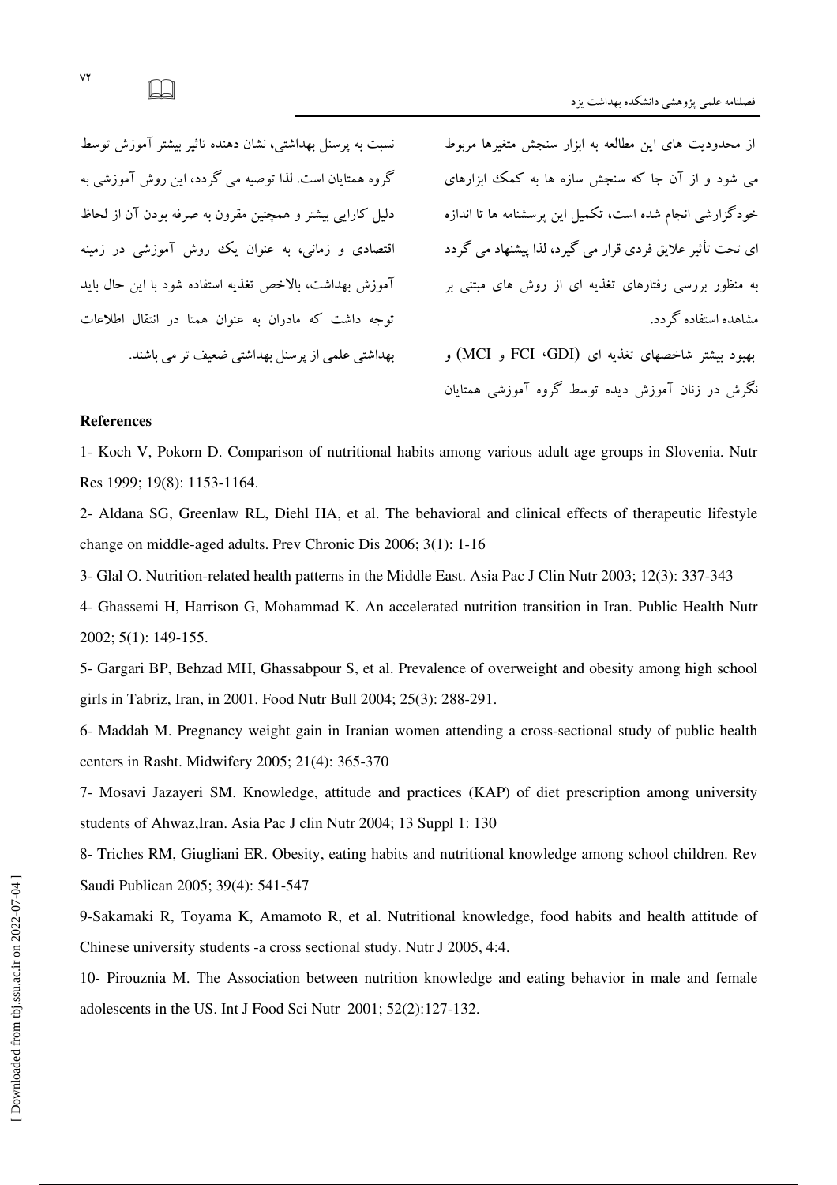از محدودیت های این مطالعه به ابزار سنجش متغیرها مربوط می شود و از آن جا که سنجش سازه ها به کمک ابزارهای خودگزارشی انجام شده است، تکمیل این پرسشنامه ها تا اندازه ای تحت تأثیر علایق فردی قرار می گیرد، لذا پیشنهاد می گردد به منظور بررسی رفتارهای تغذیه ای از روش های مبتنی بر مشاهده استفاده گردد.

بهبود بیشتر شاخصهای تغذیه ای (GDI، FCI و MCI) و نگرش در زنان آموزش دیده توسط گروه آموزشی همتایان نسبت به پرسنل بهداشتی، نشان دهنده تاثیر بیشتر آموزش توسط گروه همتایان است. لذا توصیه می گردد، این روش آموزشی به دلیل کارایی بیشتر و همچنین مقرون به صرفه بودن آن از لحاظ اقتصادی و زمانی، به عنوان یک روش آموزشی در زمینه آموزش بهداشت، بالاخص تغذیه استفاده شود با این حال باید توجه داشت که مادران به عنوان همتا در انتقال اطلاعات بهداشتی علمی از پرسنل بهداشتی ضعیف تر می باشند.

## References

1- Koch V, Pokorn D. Comparison of nutritional habits among various adult age groups in Slovenia. Nutr Res 1999; 19(8): 1153-1164.

2- Aldana SG, Greenlaw RL, Diehl HA, et al. The behavioral and clinical effects of therapeutic lifestyle change on middle-aged adults. Prev Chronic Dis 2006; 3(1): 1-16

3- Glal O. Nutrition-related health patterns in the Middle East. Asia Pac J Clin Nutr 2003; 12(3): 337-343

4- Ghassemi H, Harrison G, Mohammad K. An accelerated nutrition transition in Iran. Public Health Nutr 2002; 5(1): 149-155.

5- Gargari BP, Behzad MH, Ghassabpour S, et al. Prevalence of overweight and obesity among high school girls in Tabriz, Iran, in 2001. Food Nutr Bull 2004; 25(3): 288-291.

6- Maddah M. Pregnancy weight gain in Iranian women attending a cross-sectional study of public health centers in Rasht. Midwifery 2005; 21(4): 365-370

7- Mosavi Jazayeri SM. Knowledge, attitude and practices (KAP) of diet prescription among university students of Ahwaz,Iran. Asia Pac J clin Nutr 2004; 13 Suppl 1: 130

8- Triches RM, Giugliani ER. Obesity, eating habits and nutritional knowledge among school children. Rev Saudi Publican 2005; 39(4): 541-547

9-Sakamaki R, Toyama K, Amamoto R, et al. Nutritional knowledge, food habits and health attitude of Chinese university students -a cross sectional study. Nutr J 2005, 4:4.

10- Pirouznia M. The Association between nutrition knowledge and eating behavior in male and female adolescents in the US. Int J Food Sci Nutr 2001; 52(2):127-132.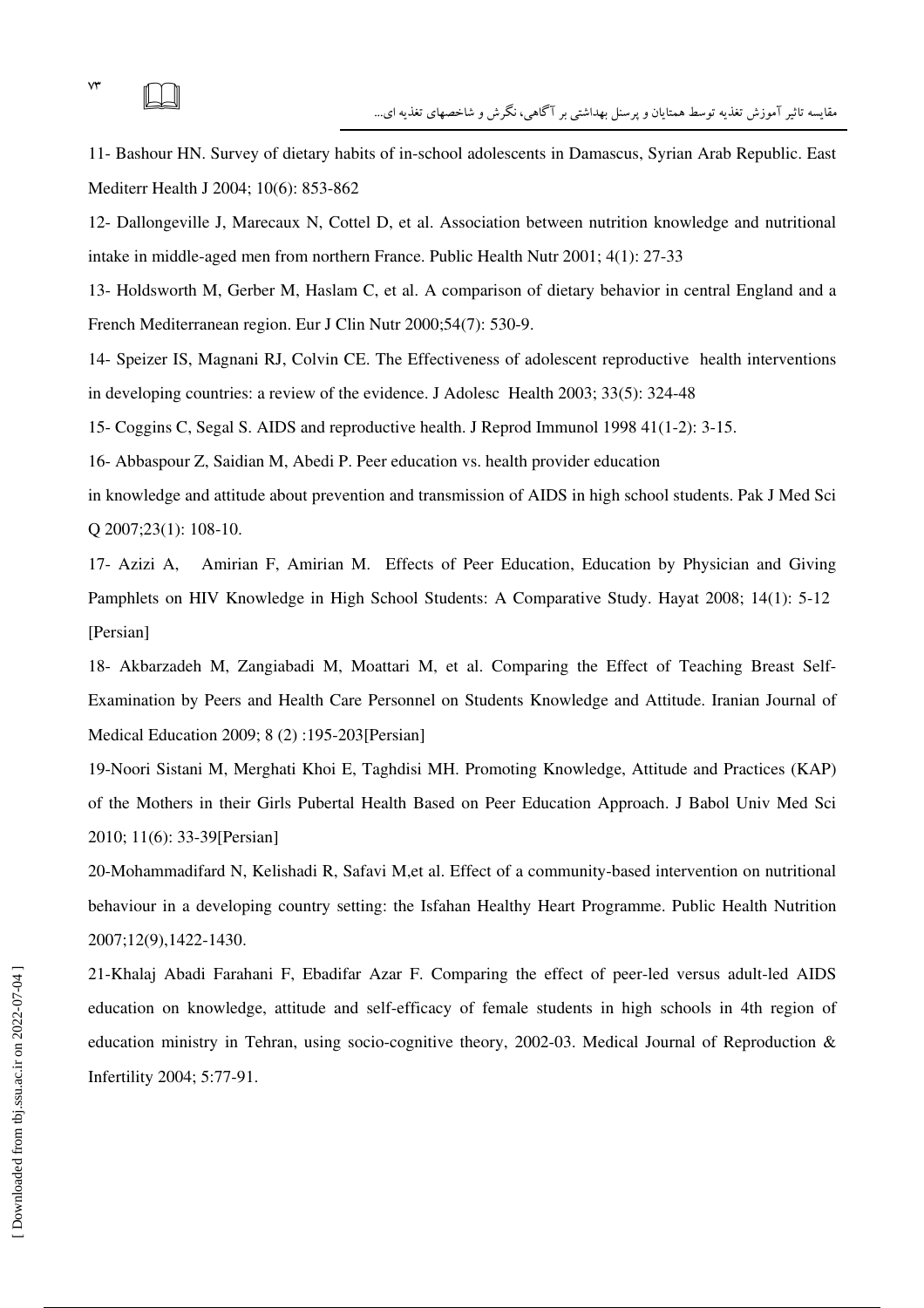11- Bashour HN. Survey of dietary habits of in-school adolescents in Damascus, Syrian Arab Republic. East Mediterr Health J 2004; 10(6): 853-862

12- Dallongeville J, Marecaux N, Cottel D, et al. Association between nutrition knowledge and nutritional intake in middle-aged men from northern France. Public Health Nutr 2001; 4(1): 27-33

13- Holdsworth M, Gerber M, Haslam C, et al. A comparison of dietary behavior in central England and a French Mediterranean region. Eur J Clin Nutr 2000;54(7): 530-9.

14- Speizer IS, Magnani RJ, Colvin CE. The Effectiveness of adolescent reproductive health interventions in developing countries: a review of the evidence. J Adolesc Health 2003; 33(5): 324-48

15- Coggins C, Segal S. AIDS and reproductive health. J Reprod Immunol 1998 41(1-2): 3-15.

16- Abbaspour Z, Saidian M, Abedi P. Peer education vs. health provider education in knowledge and attitude about prevention and transmission of AIDS in high school students. Pak J Med Sci Q 2007;23(1): 108-10.

17- Azizi A, Amirian F, Amirian M. Effects of Peer Education, Education by Physician and Giving Pamphlets on HIV Knowledge in High School Students: A Comparative Study. Hayat 2008; 14(1): 5-12 [Persian]

18- Akbarzadeh M, Zangiabadi M, Moattari M, et al. Comparing the Effect of Teaching Breast Self-Examination by Peers and Health Care Personnel on Students Knowledge and Attitude. Iranian Journal of Medical Education 2009; 8 (2) :195-203[Persian]

19-Noori Sistani M, Merghati Khoi E, Taghdisi MH. Promoting Knowledge, Attitude and Practices (KAP) of the Mothers in their Girls Pubertal Health Based on Peer Education Approach. J Babol Univ Med Sci 2010; 11(6): 33-39[Persian]

20-Mohammadifard N, Kelishadi R, Safavi M,et al. Effect of a community-based intervention on nutritional behaviour in a developing country setting: the Isfahan Healthy Heart Programme. Public Health Nutrition 2007;12(9),1422-1430.

21-Khalaj Abadi Farahani F, Ebadifar Azar F. Comparing the effect of peer-led versus adult-led AIDS education on knowledge, attitude and self-efficacy of female students in high schools in 4th region of education ministry in Tehran, using socio-cognitive theory, 2002-03. Medical Journal of Reproduction & Infertility 2004; 5:77-91.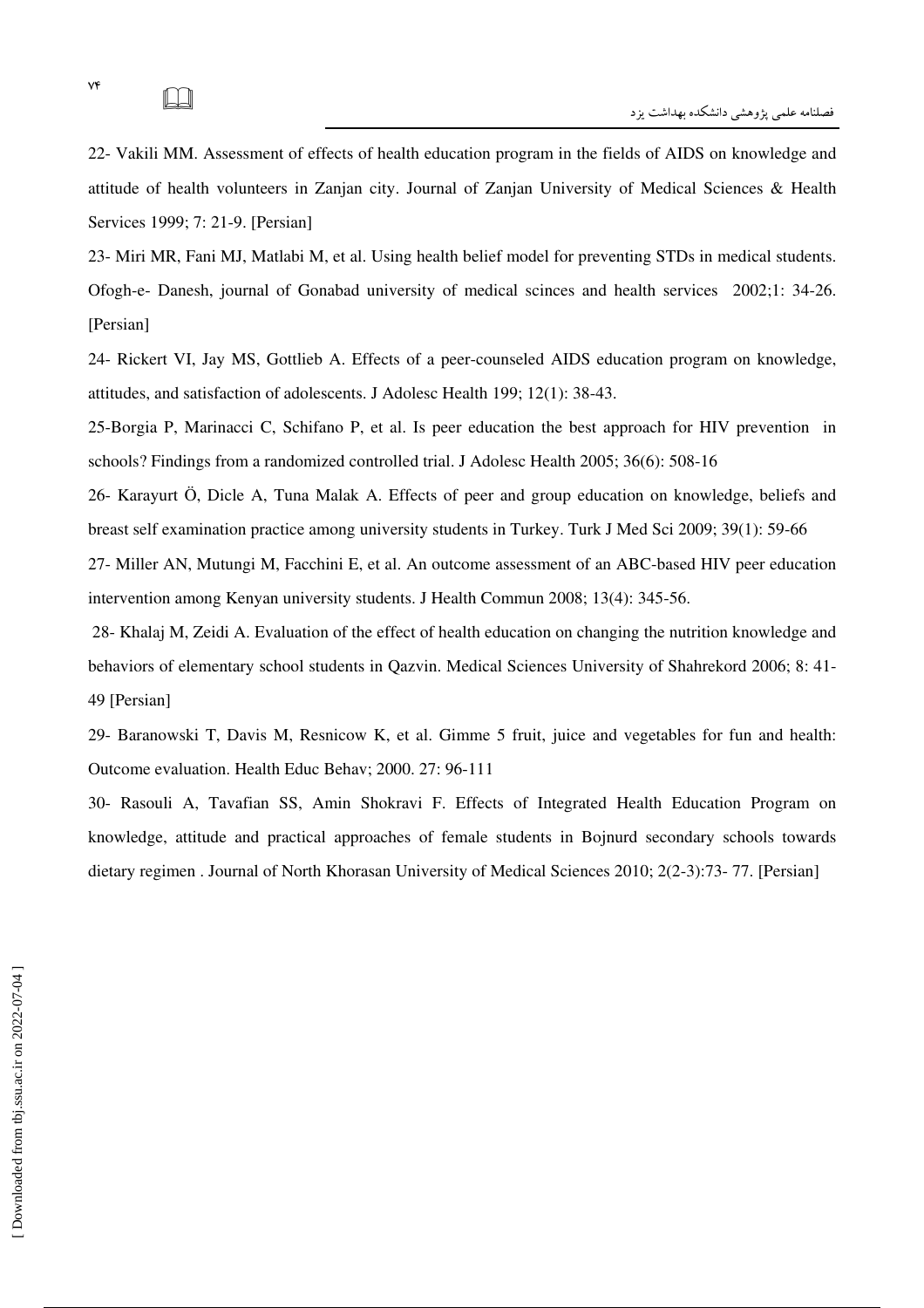22- Vakili MM. Assessment of effects of health education program in the fields of AIDS on knowledge and attitude of health volunteers in Zanjan city. Journal of Zanjan University of Medical Sciences & Health Services 1999; 7: 21-9. [Persian]

23- Miri MR, Fani MJ, Matlabi M, et al. Using health belief model for preventing STDs in medical students. Ofogh-e- Danesh, journal of Gonabad university of medical scinces and health services 2002;1: 34-26. [Persian]

24- Rickert VI, Jay MS, Gottlieb A. Effects of a peer-counseled AIDS education program on knowledge, attitudes, and satisfaction of adolescents. J Adolesc Health 199; 12(1): 38-43.

25-Borgia P, Marinacci C, Schifano P, et al. Is peer education the best approach for HIV prevention in schools? Findings from a randomized controlled trial. J Adolesc Health 2005; 36(6): 508-16

26- Karayurt Ö, Dicle A, Tuna Malak A. Effects of peer and group education on knowledge, beliefs and breast self examination practice among university students in Turkey. Turk J Med Sci 2009; 39(1): 59-66

27- Miller AN, Mutungi M, Facchini E, et al. An outcome assessment of an ABC-based HIV peer education intervention among Kenyan university students. J Health Commun 2008; 13(4): 345-56.

28- Khalaj M, Zeidi A. Evaluation of the effect of health education on changing the nutrition knowledge and behaviors of elementary school students in Qazvin. Medical Sciences University of Shahrekord 2006; 8: 41-49 [Persian]

29- Baranowski T, Davis M, Resnicow K, et al. Gimme 5 fruit, juice and vegetables for fun and health: Outcome evaluation. Health Educ Behav; 2000. 27: 96-111

30- Rasouli A, Tavafian SS, Amin Shokravi F. Effects of Integrated Health Education Program on knowledge, attitude and practical approaches of female students in Bojnurd secondary schools towards dietary regimen . Journal of North Khorasan University of Medical Sciences 2010; 2(2-3):73- 77. [Persian]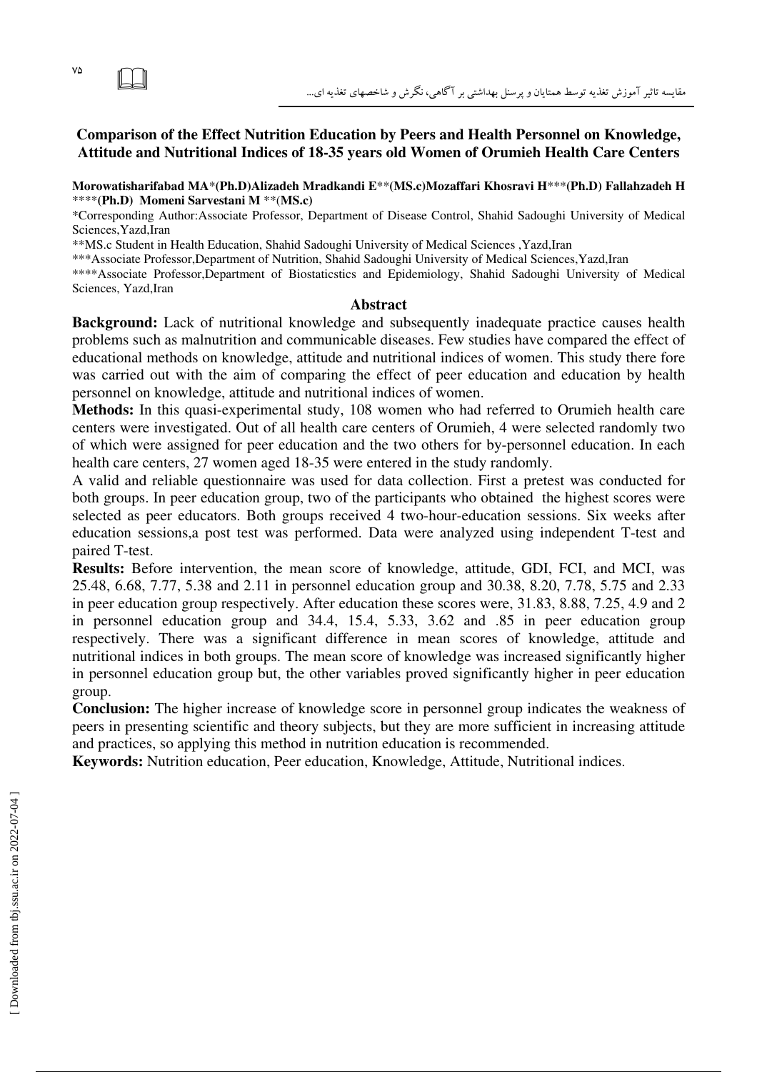## Comparison of the Effect Nutrition Education by Peers and Health Personnel on Knowledge, Attitude and Nutritional Indices of 18-35 years old Women of Orumieh Health Care Centers

**Morowatisharifabad MA**\*(Ph.D)**Alizadeh Mradkandi E**\*\*(MS.c)**Mozaffari Khosravi H**\*\*\*(Ph.D) **Fallahzadeh H** \*\*\*\*(Ph.D) **Momeni Sarvestani M** \*\*(MS.c)

*Corresponding Author:Associate Professor, Department of Disease Control, Shahid Sadoughi University of Medical Sciences,Yazd,Iran

**MS.c Student in Health Education, Shahid Sadoughi University of Medical Sciences ,Yazd,Iran

***Associate Professor,Department of Nutrition, Shahid Sadoughi University of Medical Sciences,Yazd,Iran

****Associate Professor,Department of Biostaticstics and Epidemiology, Shahid Sadoughi University of Medical Sciences, Yazd,Iran

### Abstract

**Background:** Lack of nutritional knowledge and subsequently inadequate practice causes health problems such as malnutrition and communicable diseases. Few studies have compared the effect of educational methods on knowledge, attitude and nutritional indices of women. This study there fore was carried out with the aim of comparing the effect of peer education and education by health personnel on knowledge, attitude and nutritional indices of women.

**Methods:** In this quasi-experimental study, 108 women who had referred to Orumieh health care centers were investigated. Out of all health care centers of Orumieh, 4 were selected randomly two of which were assigned for peer education and the two others for by-personnel education. In each health care centers, 27 women aged 18-35 were entered in the study randomly.

A valid and reliable questionnaire was used for data collection. First a pretest was conducted for both groups. In peer education group, two of the participants who obtained the highest scores were selected as peer educators. Both groups received 4 two-hour-education sessions. Six weeks after education sessions,a post test was performed. Data were analyzed using independent T-test and paired T-test.

**Results:** Before intervention, the mean score of knowledge, attitude, GDI, FCI, and MCI, was 25.48, 6.68, 7.77, 5.38 and 2.11 in personnel education group and 30.38, 8.20, 7.78, 5.75 and 2.33 in peer education group respectively. After education these scores were, 31.83, 8.88, 7.25, 4.9 and 2 in personnel education group and 34.4, 15.4, 5.33, 3.62 and .85 in peer education group respectively. There was a significant difference in mean scores of knowledge, attitude and nutritional indices in both groups. The mean score of knowledge was increased significantly higher in personnel education group but, the other variables proved significantly higher in peer education group.

**Conclusion:** The higher increase of knowledge score in personnel group indicates the weakness of peers in presenting scientific and theory subjects, but they are more sufficient in increasing attitude and practices, so applying this method in nutrition education is recommended.

**Keywords:** Nutrition education, Peer education, Knowledge, Attitude, Nutritional indices.